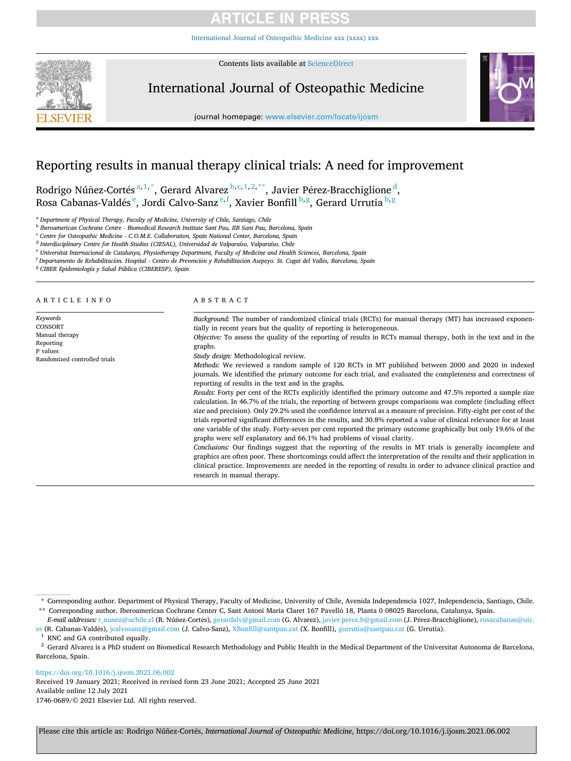# Reporting results in manual therapy clinical trials: A need for improvement

Rodrigo Núñez-Cortés [a,1,*], Gerard Alvarez [b,c,1,2,**], Javier Pérez-Bracchiglione [d], Rosa Cabanas-Valdés [e], Jordi Calvo-Sanz [e,f], Xavier Bonfill [b,g], Gerard Urrutia [b,g]

[a] Department of Physical Therapy, Faculty of Medicine, University of Chile, Santiago, Chile
[b] Iberoamerican Cochrane Centre - Biomedical Research Institute Sant Pau, IIB Sant Pau, Barcelona, Spain
[c] Centre for Osteopathic Medicine - C.O.M.E. Collaboration, Spain National Center, Barcelona, Spain
[d] Interdisciplinary Centre for Health Studies (CIESAL), Universidad de Valparaíso, Valparaíso, Chile
[e] Universitat Internacional de Catalunya, Physiotherapy Department, Faculty of Medicine and Health Sciences, Barcelona, Spain
[f] Departamento de Rehabilitación. Hospital - Centro de Prevención y Rehabilitación Asepeyo. St. Cugat del Vallés, Barcelona, Spain
[g] CIBER Epidemiología y Salud Pública (CIBERESP), Spain

## ARTICLE INFO

*Keywords*
CONSORT
Manual therapy
Reporting
P values
Randomized controlled trials

## ABSTRACT

*Background:* The number of randomized clinical trials (RCTs) for manual therapy (MT) has increased exponentially in recent years but the quality of reporting is heterogeneous.

*Objective:* To assess the quality of the reporting of results in RCTs manual therapy, both in the text and in the graphs.

*Study design:* Methodological review.

*Methods:* We reviewed a random sample of 120 RCTs in MT published between 2000 and 2020 in indexed journals. We identified the primary outcome for each trial, and evaluated the completeness and correctness of reporting of results in the text and in the graphs.

*Results:* Forty per cent of the RCTs explicitly identified the primary outcome and 47.5% reported a sample size calculation. In 46.7% of the trials, the reporting of between groups comparisons was complete (including effect size and precision). Only 29.2% used the confidence interval as a measure of precision. Fifty-eight per cent of the trials reported significant differences in the results, and 30.8% reported a value of clinical relevance for at least one variable of the study. Forty-seven per cent reported the primary outcome graphically but only 19.6% of the graphs were self explanatory and 66.1% had problems of visual clarity.

*Conclusions:* Our findings suggest that the reporting of the results in MT trials is generally incomplete and graphics are often poor. These shortcomings could affect the interpretation of the results and their application in clinical practice. Improvements are needed in the reporting of results in order to advance clinical practice and research in manual therapy.

---

\* Corresponding author. Department of Physical Therapy, Faculty of Medicine, University of Chile, Avenida Independencia 1027, Independencia, Santiago, Chile.
\*\* Corresponding author. Iberoamerican Cochrane Center C, Sant Antoni Maria Claret 167 Pavelló 18, Planta 0 08025 Barcelona, Catalunya, Spain.
*E-mail addresses:* r_nunez@uchile.cl (R. Núñez-Cortés), gerardalv@gmail.com (G. Alvarez), javier.perez.b@gmail.com (J. Pérez-Bracchiglione), rosacabanas@uic.es (R. Cabanas-Valdés), jcalvosanz@gmail.com (J. Calvo-Sanz), XBonfill@santpau.cat (X. Bonfill), gurrutia@santpau.cat (G. Urrutia).
[1] RNC and GA contributed equally.
[2] Gerard Alvarez is a PhD student on Biomedical Research Methodology and Public Health in the Medical Department of the Universitat Autonoma de Barcelona, Barcelona, Spain.

https://doi.org/10.1016/j.ijosm.2021.06.002
Received 19 January 2021; Received in revised form 23 June 2021; Accepted 25 June 2021
Available online 12 July 2021
1746-0689/© 2021 Elsevier Ltd. All rights reserved.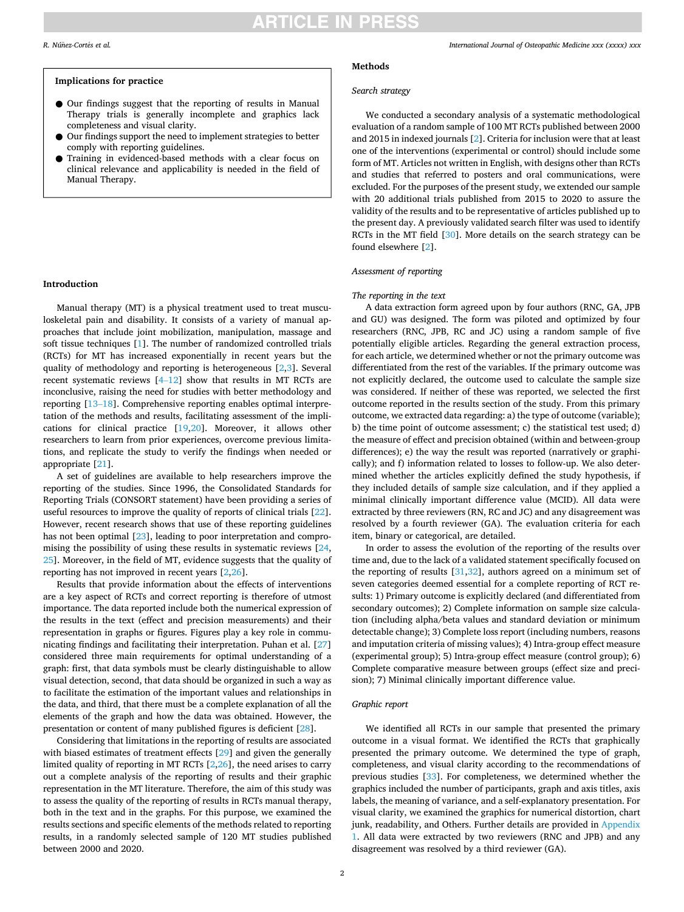**Implications for practice**

- Our findings suggest that the reporting of results in Manual Therapy trials is generally incomplete and graphics lack completeness and visual clarity.
- Our findings support the need to implement strategies to better comply with reporting guidelines.
- Training in evidenced-based methods with a clear focus on clinical relevance and applicability is needed in the field of Manual Therapy.

## Introduction

Manual therapy (MT) is a physical treatment used to treat musculoskeletal pain and disability. It consists of a variety of manual approaches that include joint mobilization, manipulation, massage and soft tissue techniques [1]. The number of randomized controlled trials (RCTs) for MT has increased exponentially in recent years but the quality of methodology and reporting is heterogeneous [2,3]. Several recent systematic reviews [4–12] show that results in MT RCTs are inconclusive, raising the need for studies with better methodology and reporting [13–18]. Comprehensive reporting enables optimal interpretation of the methods and results, facilitating assessment of the implications for clinical practice [19,20]. Moreover, it allows other researchers to learn from prior experiences, overcome previous limitations, and replicate the study to verify the findings when needed or appropriate [21].

A set of guidelines are available to help researchers improve the reporting of the studies. Since 1996, the Consolidated Standards for Reporting Trials (CONSORT statement) have been providing a series of useful resources to improve the quality of reports of clinical trials [22]. However, recent research shows that use of these reporting guidelines has not been optimal [23], leading to poor interpretation and compromising the possibility of using these results in systematic reviews [24,25]. Moreover, in the field of MT, evidence suggests that the quality of reporting has not improved in recent years [2,26].

Results that provide information about the effects of interventions are a key aspect of RCTs and correct reporting is therefore of utmost importance. The data reported include both the numerical expression of the results in the text (effect and precision measurements) and their representation in graphs or figures. Figures play a key role in communicating findings and facilitating their interpretation. Puhan et al. [27] considered three main requirements for optimal understanding of a graph: first, that data symbols must be clearly distinguishable to allow visual detection, second, that data should be organized in such a way as to facilitate the estimation of the important values and relationships in the data, and third, that there must be a complete explanation of all the elements of the graph and how the data was obtained. However, the presentation or content of many published figures is deficient [28].

Considering that limitations in the reporting of results are associated with biased estimates of treatment effects [29] and given the generally limited quality of reporting in MT RCTs [2,26], the need arises to carry out a complete analysis of the reporting of results and their graphic representation in the MT literature. Therefore, the aim of this study was to assess the quality of the reporting of results in RCTs manual therapy, both in the text and in the graphs. For this purpose, we examined the results sections and specific elements of the methods related to reporting results, in a randomly selected sample of 120 MT studies published between 2000 and 2020.

## Methods

### *Search strategy*

We conducted a secondary analysis of a systematic methodological evaluation of a random sample of 100 MT RCTs published between 2000 and 2015 in indexed journals [2]. Criteria for inclusion were that at least one of the interventions (experimental or control) should include some form of MT. Articles not written in English, with designs other than RCTs and studies that referred to posters and oral communications, were excluded. For the purposes of the present study, we extended our sample with 20 additional trials published from 2015 to 2020 to assure the validity of the results and to be representative of articles published up to the present day. A previously validated search filter was used to identify RCTs in the MT field [30]. More details on the search strategy can be found elsewhere [2].

### *Assessment of reporting*

#### *The reporting in the text*

A data extraction form agreed upon by four authors (RNC, GA, JPB and GU) was designed. The form was piloted and optimized by four researchers (RNC, JPB, RC and JC) using a random sample of five potentially eligible articles. Regarding the general extraction process, for each article, we determined whether or not the primary outcome was differentiated from the rest of the variables. If the primary outcome was not explicitly declared, the outcome used to calculate the sample size was considered. If neither of these was reported, we selected the first outcome reported in the results section of the study. From this primary outcome, we extracted data regarding: a) the type of outcome (variable); b) the time point of outcome assessment; c) the statistical test used; d) the measure of effect and precision obtained (within and between-group differences); e) the way the result was reported (narratively or graphically); and f) information related to losses to follow-up. We also determined whether the articles explicitly defined the study hypothesis, if they included details of sample size calculation, and if they applied a minimal clinically important difference value (MCID). All data were extracted by three reviewers (RN, RC and JC) and any disagreement was resolved by a fourth reviewer (GA). The evaluation criteria for each item, binary or categorical, are detailed.

In order to assess the evolution of the reporting of the results over time and, due to the lack of a validated statement specifically focused on the reporting of results [31,32], authors agreed on a minimum set of seven categories deemed essential for a complete reporting of RCT results: 1) Primary outcome is explicitly declared (and differentiated from secondary outcomes); 2) Complete information on sample size calculation (including alpha/beta values and standard deviation or minimum detectable change); 3) Complete loss report (including numbers, reasons and imputation criteria of missing values); 4) Intra-group effect measure (experimental group); 5) Intra-group effect measure (control group); 6) Complete comparative measure between groups (effect size and precision); 7) Minimal clinically important difference value.

### *Graphic report*

We identified all RCTs in our sample that presented the primary outcome in a visual format. We identified the RCTs that graphically presented the primary outcome. We determined the type of graph, completeness, and visual clarity according to the recommendations of previous studies [33]. For completeness, we determined whether the graphics included the number of participants, graph and axis titles, axis labels, the meaning of variance, and a self-explanatory presentation. For visual clarity, we examined the graphics for numerical distortion, chart junk, readability, and Others. Further details are provided in Appendix 1. All data were extracted by two reviewers (RNC and JPB) and any disagreement was resolved by a third reviewer (GA).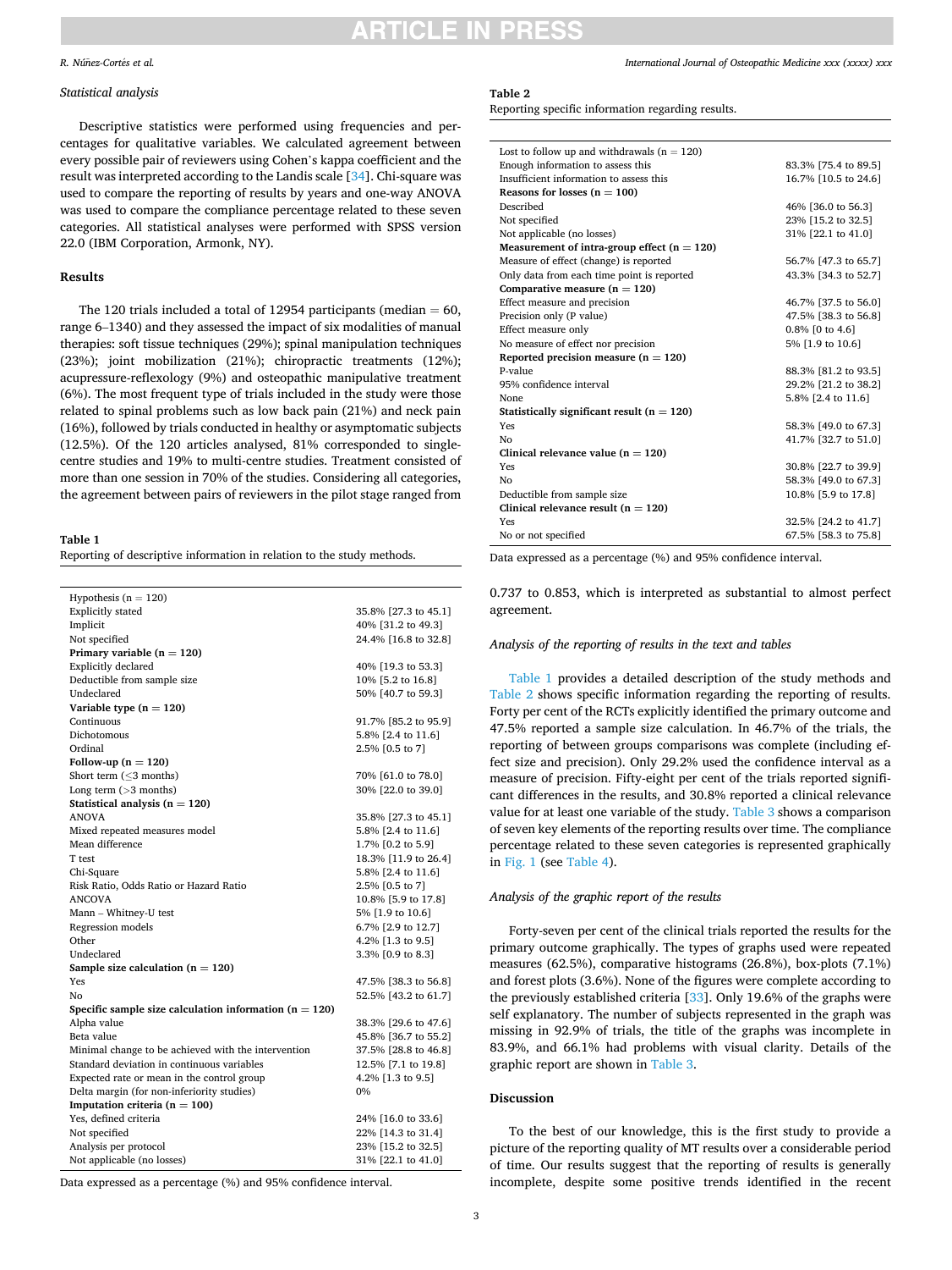*Statistical analysis*

Descriptive statistics were performed using frequencies and percentages for qualitative variables. We calculated agreement between every possible pair of reviewers using Cohen's kappa coefficient and the result was interpreted according to the Landis scale [34]. Chi-square was used to compare the reporting of results by years and one-way ANOVA was used to compare the compliance percentage related to these seven categories. All statistical analyses were performed with SPSS version 22.0 (IBM Corporation, Armonk, NY).

## Results

The 120 trials included a total of 12954 participants (median = 60, range 6–1340) and they assessed the impact of six modalities of manual therapies: soft tissue techniques (29%); spinal manipulation techniques (23%); joint mobilization (21%); chiropractic treatments (12%); acupressure-reflexology (9%) and osteopathic manipulative treatment (6%). The most frequent type of trials included in the study were those related to spinal problems such as low back pain (21%) and neck pain (16%), followed by trials conducted in healthy or asymptomatic subjects (12.5%). Of the 120 articles analysed, 81% corresponded to single-centre studies and 19% to multi-centre studies. Treatment consisted of more than one session in 70% of the studies. Considering all categories, the agreement between pairs of reviewers in the pilot stage ranged from 0.737 to 0.853, which is interpreted as substantial to almost perfect agreement.

**Table 1**
Reporting of descriptive information in relation to the study methods.

| | |
|---|---|
| Hypothesis (n = 120) | |
| Explicitly stated | 35.8% [27.3 to 45.1] |
| Implicit | 40% [31.2 to 49.3] |
| Not specified | 24.4% [16.8 to 32.8] |
| **Primary variable (n = 120)** | |
| Explicitly declared | 40% [19.3 to 53.3] |
| Deductible from sample size | 10% [5.2 to 16.8] |
| Undeclared | 50% [40.7 to 59.3] |
| **Variable type (n = 120)** | |
| Continuous | 91.7% [85.2 to 95.9] |
| Dichotomous | 5.8% [2.4 to 11.6] |
| Ordinal | 2.5% [0.5 to 7] |
| **Follow-up (n = 120)** | |
| Short term (≤3 months) | 70% [61.0 to 78.0] |
| Long term (>3 months) | 30% [22.0 to 39.0] |
| **Statistical analysis (n = 120)** | |
| ANOVA | 35.8% [27.3 to 45.1] |
| Mixed repeated measures model | 5.8% [2.4 to 11.6] |
| Mean difference | 1.7% [0.2 to 5.9] |
| T test | 18.3% [11.9 to 26.4] |
| Chi-Square | 5.8% [2.4 to 11.6] |
| Risk Ratio, Odds Ratio or Hazard Ratio | 2.5% [0.5 to 7] |
| ANCOVA | 10.8% [5.9 to 17.8] |
| Mann – Whitney-U test | 5% [1.9 to 10.6] |
| Regression models | 6.7% [2.9 to 12.7] |
| Other | 4.2% [1.3 to 9.5] |
| Undeclared | 3.3% [0.9 to 8.3] |
| **Sample size calculation (n = 120)** | |
| Yes | 47.5% [38.3 to 56.8] |
| No | 52.5% [43.2 to 61.7] |
| **Specific sample size calculation information (n = 120)** | |
| Alpha value | 38.3% [29.6 to 47.6] |
| Beta value | 45.8% [36.7 to 55.2] |
| Minimal change to be achieved with the intervention | 37.5% [28.8 to 46.8] |
| Standard deviation in continuous variables | 12.5% [7.1 to 19.8] |
| Expected rate or mean in the control group | 4.2% [1.3 to 9.5] |
| Delta margin (for non-inferiority studies) | 0% |
| **Imputation criteria (n = 100)** | |
| Yes, defined criteria | 24% [16.0 to 33.6] |
| Not specified | 22% [14.3 to 31.4] |
| Analysis per protocol | 23% [15.2 to 32.5] |
| Not applicable (no losses) | 31% [22.1 to 41.0] |

Data expressed as a percentage (%) and 95% confidence interval.

**Table 2**
Reporting specific information regarding results.

| | |
|---|---|
| Lost to follow up and withdrawals (n = 120) | |
| Enough information to assess this | 83.3% [75.4 to 89.5] |
| Insufficient information to assess this | 16.7% [10.5 to 24.6] |
| **Reasons for losses (n = 100)** | |
| Described | 46% [36.0 to 56.3] |
| Not specified | 23% [15.2 to 32.5] |
| Not applicable (no losses) | 31% [22.1 to 41.0] |
| **Measurement of intra-group effect (n = 120)** | |
| Measure of effect (change) is reported | 56.7% [47.3 to 65.7] |
| Only data from each time point is reported | 43.3% [34.3 to 52.7] |
| **Comparative measure (n = 120)** | |
| Effect measure and precision | 46.7% [37.5 to 56.0] |
| Precision only (P value) | 47.5% [38.3 to 56.8] |
| Effect measure only | 0.8% [0 to 4.6] |
| No measure of effect nor precision | 5% [1.9 to 10.6] |
| **Reported precision measure (n = 120)** | |
| P-value | 88.3% [81.2 to 93.5] |
| 95% confidence interval | 29.2% [21.2 to 38.2] |
| None | 5.8% [2.4 to 11.6] |
| **Statistically significant result (n = 120)** | |
| Yes | 58.3% [49.0 to 67.3] |
| No | 41.7% [32.7 to 51.0] |
| **Clinical relevance value (n = 120)** | |
| Yes | 30.8% [22.7 to 39.9] |
| No | 58.3% [49.0 to 67.3] |
| Deductible from sample size | 10.8% [5.9 to 17.8] |
| **Clinical relevance result (n = 120)** | |
| Yes | 32.5% [24.2 to 41.7] |
| No or not specified | 67.5% [58.3 to 75.8] |

Data expressed as a percentage (%) and 95% confidence interval.

*Analysis of the reporting of results in the text and tables*

Table 1 provides a detailed description of the study methods and Table 2 shows specific information regarding the reporting of results. Forty per cent of the RCTs explicitly identified the primary outcome and 47.5% reported a sample size calculation. In 46.7% of the trials, the reporting of between groups comparisons was complete (including effect size and precision). Only 29.2% used the confidence interval as a measure of precision. Fifty-eight per cent of the trials reported significant differences in the results, and 30.8% reported a clinical relevance value for at least one variable of the study. Table 3 shows a comparison of seven key elements of the reporting results over time. The compliance percentage related to these seven categories is represented graphically in Fig. 1 (see Table 4).

*Analysis of the graphic report of the results*

Forty-seven per cent of the clinical trials reported the results for the primary outcome graphically. The types of graphs used were repeated measures (62.5%), comparative histograms (26.8%), box-plots (7.1%) and forest plots (3.6%). None of the figures were complete according to the previously established criteria [33]. Only 19.6% of the graphs were self explanatory. The number of subjects represented in the graph was missing in 92.9% of trials, the title of the graphs was incomplete in 83.9%, and 66.1% had problems with visual clarity. Details of the graphic report are shown in Table 3.

## Discussion

To the best of our knowledge, this is the first study to provide a picture of the reporting quality of MT results over a considerable period of time. Our results suggest that the reporting of results is generally incomplete, despite some positive trends identified in the recent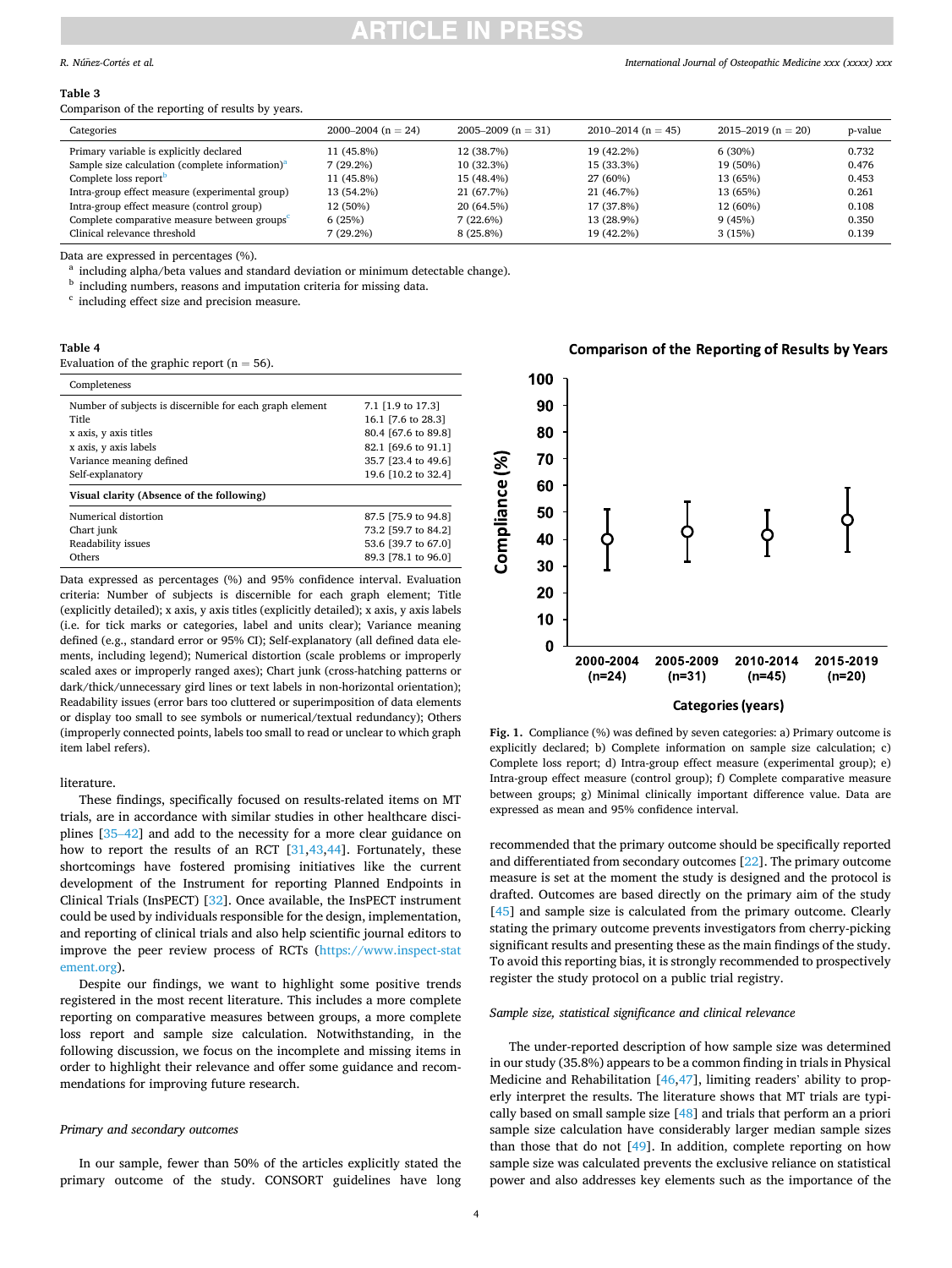**Table 3**
Comparison of the reporting of results by years.

| Categories | 2000–2004 (n = 24) | 2005–2009 (n = 31) | 2010–2014 (n = 45) | 2015–2019 (n = 20) | p-value |
|---|---|---|---|---|---|
| Primary variable is explicitly declared | 11 (45.8%) | 12 (38.7%) | 19 (42.2%) | 6 (30%) | 0.732 |
| Sample size calculation (complete information)[a] | 7 (29.2%) | 10 (32.3%) | 15 (33.3%) | 19 (50%) | 0.476 |
| Complete loss report[b] | 11 (45.8%) | 15 (48.4%) | 27 (60%) | 13 (65%) | 0.453 |
| Intra-group effect measure (experimental group) | 13 (54.2%) | 21 (67.7%) | 21 (46.7%) | 13 (65%) | 0.261 |
| Intra-group effect measure (control group) | 12 (50%) | 20 (64.5%) | 17 (37.8%) | 12 (60%) | 0.108 |
| Complete comparative measure between groups[c] | 6 (25%) | 7 (22.6%) | 13 (28.9%) | 9 (45%) | 0.350 |
| Clinical relevance threshold | 7 (29.2%) | 8 (25.8%) | 19 (42.2%) | 3 (15%) | 0.139 |

Data are expressed in percentages (%).
[a] including alpha/beta values and standard deviation or minimum detectable change).
[b] including numbers, reasons and imputation criteria for missing data.
[c] including effect size and precision measure.

**Table 4**
Evaluation of the graphic report (n = 56).

| Completeness | |
|---|---|
| Number of subjects is discernible for each graph element | 7.1 [1.9 to 17.3] |
| Title | 16.1 [7.6 to 28.3] |
| x axis, y axis titles | 80.4 [67.6 to 89.8] |
| x axis, y axis labels | 82.1 [69.6 to 91.1] |
| Variance meaning defined | 35.7 [23.4 to 49.6] |
| Self-explanatory | 19.6 [10.2 to 32.4] |
| **Visual clarity (Absence of the following)** | |
| Numerical distortion | 87.5 [75.9 to 94.8] |
| Chart junk | 73.2 [59.7 to 84.2] |
| Readability issues | 53.6 [39.7 to 67.0] |
| Others | 89.3 [78.1 to 96.0] |

Data expressed as percentages (%) and 95% confidence interval. Evaluation criteria: Number of subjects is discernible for each graph element; Title (explicitly detailed); x axis, y axis titles (explicitly detailed); x axis, y axis labels (i.e. for tick marks or categories, label and units clear); Variance meaning defined (e.g., standard error or 95% CI); Self-explanatory (all defined data elements, including legend); Numerical distortion (scale problems or improperly scaled axes or improperly ranged axes); Chart junk (cross-hatching patterns or dark/thick/unnecessary gird lines or text labels in non-horizontal orientation); Readability issues (error bars too cluttered or superimposition of data elements or display too small to see symbols or numerical/textual redundancy); Others (improperly connected points, labels too small to read or unclear to which graph item label refers).

**Fig. 1.** Compliance (%) was defined by seven categories: a) Primary outcome is explicitly declared; b) Complete information on sample size calculation; c) Complete loss report; d) Intra-group effect measure (experimental group); e) Intra-group effect measure (control group); f) Complete comparative measure between groups; g) Minimal clinically important difference value. Data are expressed as mean and 95% confidence interval.

literature.

These findings, specifically focused on results-related items on MT trials, are in accordance with similar studies in other healthcare disciplines [35–42] and add to the necessity for a more clear guidance on how to report the results of an RCT [31,43,44]. Fortunately, these shortcomings have fostered promising initiatives like the current development of the Instrument for reporting Planned Endpoints in Clinical Trials (InsPECT) [32]. Once available, the InsPECT instrument could be used by individuals responsible for the design, implementation, and reporting of clinical trials and also help scientific journal editors to improve the peer review process of RCTs (https://www.inspect-statement.org).

Despite our findings, we want to highlight some positive trends registered in the most recent literature. This includes a more complete reporting on comparative measures between groups, a more complete loss report and sample size calculation. Notwithstanding, in the following discussion, we focus on the incomplete and missing items in order to highlight their relevance and offer some guidance and recommendations for improving future research.

### *Primary and secondary outcomes*

In our sample, fewer than 50% of the articles explicitly stated the primary outcome of the study. CONSORT guidelines have long recommended that the primary outcome should be specifically reported and differentiated from secondary outcomes [22]. The primary outcome measure is set at the moment the study is designed and the protocol is drafted. Outcomes are based directly on the primary aim of the study [45] and sample size is calculated from the primary outcome. Clearly stating the primary outcome prevents investigators from cherry-picking significant results and presenting these as the main findings of the study. To avoid this reporting bias, it is strongly recommended to prospectively register the study protocol on a public trial registry.

### *Sample size, statistical significance and clinical relevance*

The under-reported description of how sample size was determined in our study (35.8%) appears to be a common finding in trials in Physical Medicine and Rehabilitation [46,47], limiting readers' ability to properly interpret the results. The literature shows that MT trials are typically based on small sample size [48] and trials that perform an a priori sample size calculation have considerably larger median sample sizes than those that do not [49]. In addition, complete reporting on how sample size was calculated prevents the exclusive reliance on statistical power and also addresses key elements such as the importance of the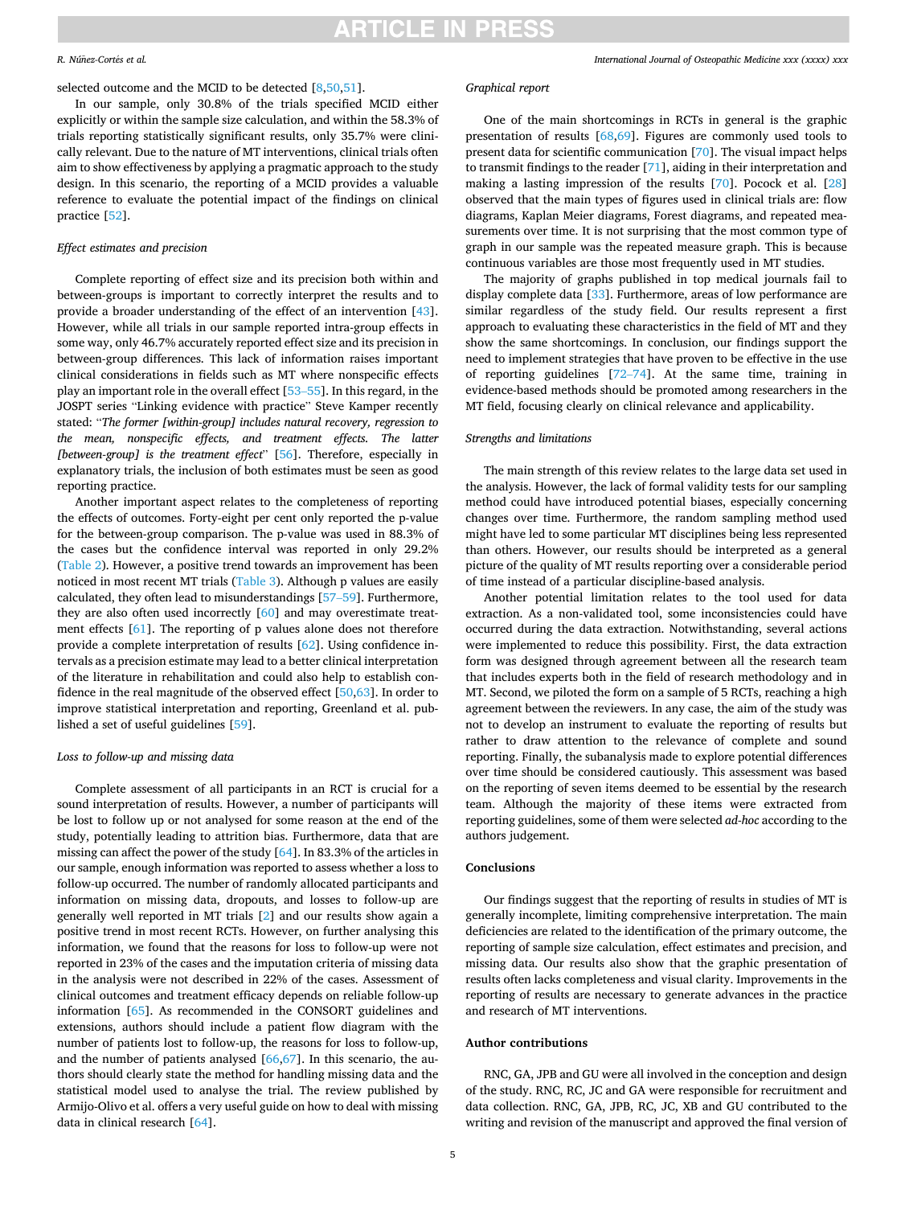selected outcome and the MCID to be detected [8,50,51].

In our sample, only 30.8% of the trials specified MCID either explicitly or within the sample size calculation, and within the 58.3% of trials reporting statistically significant results, only 35.7% were clinically relevant. Due to the nature of MT interventions, clinical trials often aim to show effectiveness by applying a pragmatic approach to the study design. In this scenario, the reporting of a MCID provides a valuable reference to evaluate the potential impact of the findings on clinical practice [52].

*Effect estimates and precision*

Complete reporting of effect size and its precision both within and between-groups is important to correctly interpret the results and to provide a broader understanding of the effect of an intervention [43]. However, while all trials in our sample reported intra-group effects in some way, only 46.7% accurately reported effect size and its precision in between-group differences. This lack of information raises important clinical considerations in fields such as MT where nonspecific effects play an important role in the overall effect [53–55]. In this regard, in the JOSPT series "Linking evidence with practice" Steve Kamper recently stated: "*The former [within-group] includes natural recovery, regression to the mean, nonspecific effects, and treatment effects. The latter [between-group] is the treatment effect*" [56]. Therefore, especially in explanatory trials, the inclusion of both estimates must be seen as good reporting practice.

Another important aspect relates to the completeness of reporting the effects of outcomes. Forty-eight per cent only reported the p-value for the between-group comparison. The p-value was used in 88.3% of the cases but the confidence interval was reported in only 29.2% (Table 2). However, a positive trend towards an improvement has been noticed in most recent MT trials (Table 3). Although p values are easily calculated, they often lead to misunderstandings [57–59]. Furthermore, they are also often used incorrectly [60] and may overestimate treatment effects [61]. The reporting of p values alone does not therefore provide a complete interpretation of results [62]. Using confidence intervals as a precision estimate may lead to a better clinical interpretation of the literature in rehabilitation and could also help to establish confidence in the real magnitude of the observed effect [50,63]. In order to improve statistical interpretation and reporting, Greenland et al. published a set of useful guidelines [59].

*Loss to follow-up and missing data*

Complete assessment of all participants in an RCT is crucial for a sound interpretation of results. However, a number of participants will be lost to follow up or not analysed for some reason at the end of the study, potentially leading to attrition bias. Furthermore, data that are missing can affect the power of the study [64]. In 83.3% of the articles in our sample, enough information was reported to assess whether a loss to follow-up occurred. The number of randomly allocated participants and information on missing data, dropouts, and losses to follow-up are generally well reported in MT trials [2] and our results show again a positive trend in most recent RCTs. However, on further analysing this information, we found that the reasons for loss to follow-up were not reported in 23% of the cases and the imputation criteria of missing data in the analysis were not described in 22% of the cases. Assessment of clinical outcomes and treatment efficacy depends on reliable follow-up information [65]. As recommended in the CONSORT guidelines and extensions, authors should include a patient flow diagram with the number of patients lost to follow-up, the reasons for loss to follow-up, and the number of patients analysed [66,67]. In this scenario, the authors should clearly state the method for handling missing data and the statistical model used to analyse the trial. The review published by Armijo-Olivo et al. offers a very useful guide on how to deal with missing data in clinical research [64].

*Graphical report*

One of the main shortcomings in RCTs in general is the graphic presentation of results [68,69]. Figures are commonly used tools to present data for scientific communication [70]. The visual impact helps to transmit findings to the reader [71], aiding in their interpretation and making a lasting impression of the results [70]. Pocock et al. [28] observed that the main types of figures used in clinical trials are: flow diagrams, Kaplan Meier diagrams, Forest diagrams, and repeated measurements over time. It is not surprising that the most common type of graph in our sample was the repeated measure graph. This is because continuous variables are those most frequently used in MT studies.

The majority of graphs published in top medical journals fail to display complete data [33]. Furthermore, areas of low performance are similar regardless of the study field. Our results represent a first approach to evaluating these characteristics in the field of MT and they show the same shortcomings. In conclusion, our findings support the need to implement strategies that have proven to be effective in the use of reporting guidelines [72–74]. At the same time, training in evidence-based methods should be promoted among researchers in the MT field, focusing clearly on clinical relevance and applicability.

*Strengths and limitations*

The main strength of this review relates to the large data set used in the analysis. However, the lack of formal validity tests for our sampling method could have introduced potential biases, especially concerning changes over time. Furthermore, the random sampling method used might have led to some particular MT disciplines being less represented than others. However, our results should be interpreted as a general picture of the quality of MT results reporting over a considerable period of time instead of a particular discipline-based analysis.

Another potential limitation relates to the tool used for data extraction. As a non-validated tool, some inconsistencies could have occurred during the data extraction. Notwithstanding, several actions were implemented to reduce this possibility. First, the data extraction form was designed through agreement between all the research team that includes experts both in the field of research methodology and in MT. Second, we piloted the form on a sample of 5 RCTs, reaching a high agreement between the reviewers. In any case, the aim of the study was not to develop an instrument to evaluate the reporting of results but rather to draw attention to the relevance of complete and sound reporting. Finally, the subanalysis made to explore potential differences over time should be considered cautiously. This assessment was based on the reporting of seven items deemed to be essential by the research team. Although the majority of these items were extracted from reporting guidelines, some of them were selected *ad-hoc* according to the authors judgement.

## Conclusions

Our findings suggest that the reporting of results in studies of MT is generally incomplete, limiting comprehensive interpretation. The main deficiencies are related to the identification of the primary outcome, the reporting of sample size calculation, effect estimates and precision, and missing data. Our results also show that the graphic presentation of results often lacks completeness and visual clarity. Improvements in the reporting of results are necessary to generate advances in the practice and research of MT interventions.

## Author contributions

RNC, GA, JPB and GU were all involved in the conception and design of the study. RNC, RC, JC and GA were responsible for recruitment and data collection. RNC, GA, JPB, RC, JC, XB and GU contributed to the writing and revision of the manuscript and approved the final version of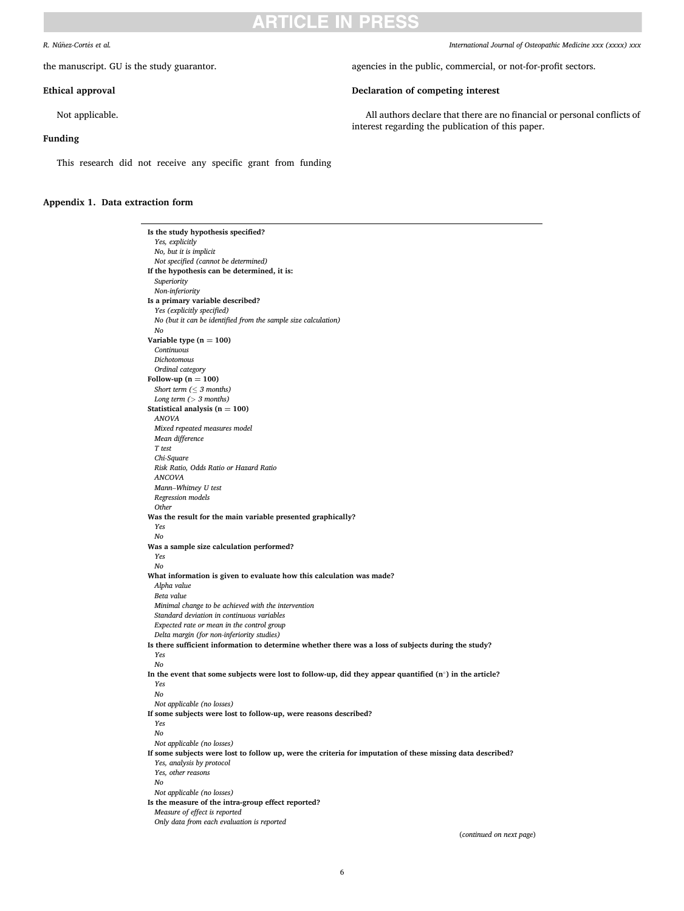the manuscript. GU is the study guarantor.

## Ethical approval

Not applicable.

## Funding

This research did not receive any specific grant from funding agencies in the public, commercial, or not-for-profit sectors.

## Declaration of competing interest

All authors declare that there are no financial or personal conflicts of interest regarding the publication of this paper.

## Appendix 1. Data extraction form

**Is the study hypothesis specified?**
*Yes, explicitly*
*No, but it is implicit*
*Not specified (cannot be determined)*

**If the hypothesis can be determined, it is:**
*Superiority*
*Non-inferiority*

**Is a primary variable described?**
*Yes (explicitly specified)*
*No (but it can be identified from the sample size calculation)*
*No*

**Variable type (n = 100)**
*Continuous*
*Dichotomous*
*Ordinal category*

**Follow-up (n = 100)**
*Short term (≤ 3 months)*
*Long term (> 3 months)*

**Statistical analysis (n = 100)**
*ANOVA*
*Mixed repeated measures model*
*Mean difference*
*T test*
*Chi-Square*
*Risk Ratio, Odds Ratio or Hazard Ratio*
*ANCOVA*
*Mann–Whitney U test*
*Regression models*
*Other*

**Was the result for the main variable presented graphically?**
*Yes*
*No*

**Was a sample size calculation performed?**
*Yes*
*No*

**What information is given to evaluate how this calculation was made?**
*Alpha value*
*Beta value*
*Minimal change to be achieved with the intervention*
*Standard deviation in continuous variables*
*Expected rate or mean in the control group*
*Delta margin (for non-inferiority studies)*

**Is there sufficient information to determine whether there was a loss of subjects during the study?**
*Yes*
*No*

**In the event that some subjects were lost to follow-up, did they appear quantified (n°) in the article?**
*Yes*
*No*
*Not applicable (no losses)*

**If some subjects were lost to follow-up, were reasons described?**
*Yes*
*No*
*Not applicable (no losses)*

**If some subjects were lost to follow up, were the criteria for imputation of these missing data described?**
*Yes, analysis by protocol*
*Yes, other reasons*
*No*
*Not applicable (no losses)*

**Is the measure of the intra-group effect reported?**
*Measure of effect is reported*
*Only data from each evaluation is reported*

(*continued on next page*)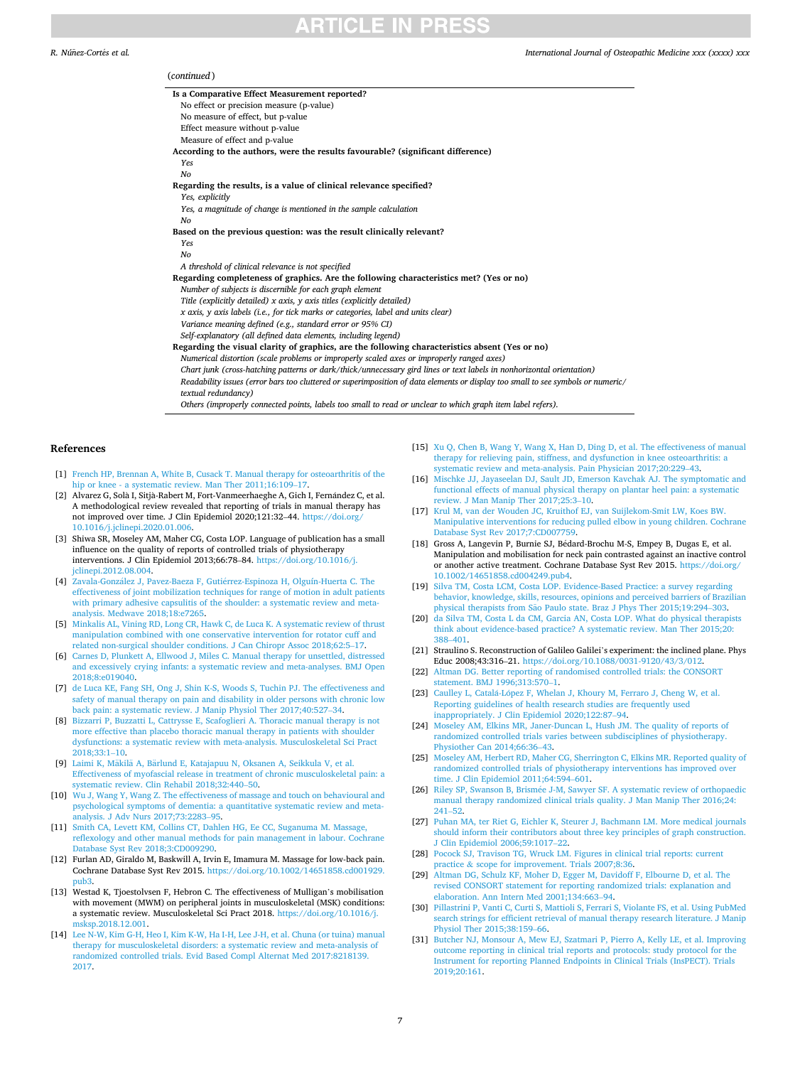(*continued*)

| |
|---|
| **Is a Comparative Effect Measurement reported?** |
| No effect or precision measure (p-value) |
| No measure of effect, but p-value |
| Effect measure without p-value |
| Measure of effect and p-value |
| **According to the authors, were the results favourable? (significant difference)** |
| *Yes* |
| *No* |
| **Regarding the results, is a value of clinical relevance specified?** |
| *Yes, explicitly* |
| *Yes, a magnitude of change is mentioned in the sample calculation* |
| *No* |
| **Based on the previous question: was the result clinically relevant?** |
| *Yes* |
| *No* |
| *A threshold of clinical relevance is not specified* |
| **Regarding completeness of graphics. Are the following characteristics met? (Yes or no)** |
| *Number of subjects is discernible for each graph element* |
| *Title (explicitly detailed) x axis, y axis titles (explicitly detailed)* |
| *x axis, y axis labels (i.e., for tick marks or categories, label and units clear)* |
| *Variance meaning defined (e.g., standard error or 95% CI)* |
| *Self-explanatory (all defined data elements, including legend)* |
| **Regarding the visual clarity of graphics, are the following characteristics absent (Yes or no)** |
| *Numerical distortion (scale problems or improperly scaled axes or improperly ranged axes)* |
| *Chart junk (cross-hatching patterns or dark/thick/unnecessary gird lines or text labels in nonhorizontal orientation)* |
| *Readability issues (error bars too cluttered or superimposition of data elements or display too small to see symbols or numeric/ textual redundancy)* |
| *Others (improperly connected points, labels too small to read or unclear to which graph item label refers).* |

## References

[1] French HP, Brennan A, White B, Cusack T. Manual therapy for osteoarthritis of the hip or knee - a systematic review. Man Ther 2011;16:109–17.

[2] Alvarez G, Solà I, Sitjà-Rabert M, Fort-Vanmeerhaeghe A, Gich I, Fernández C, et al. A methodological review revealed that reporting of trials in manual therapy has not improved over time. J Clin Epidemiol 2020;121:32–44. https://doi.org/10.1016/j.jclinepi.2020.01.006.

[3] Shiwa SR, Moseley AM, Maher CG, Costa LOP. Language of publication has a small influence on the quality of reports of controlled trials of physiotherapy interventions. J Clin Epidemiol 2013;66:78–84. https://doi.org/10.1016/j.jclinepi.2012.08.004.

[4] Zavala-González J, Pavez-Baeza F, Gutiérrez-Espinoza H, Olguín-Huerta C. The effectiveness of joint mobilization techniques for range of motion in adult patients with primary adhesive capsulitis of the shoulder: a systematic review and meta-analysis. Medwave 2018;18:e7265.

[5] Minkalis AL, Vining RD, Long CR, Hawk C, de Luca K. A systematic review of thrust manipulation combined with one conservative intervention for rotator cuff and related non-surgical shoulder conditions. J Can Chiropr Assoc 2018;62:5–17.

[6] Carnes D, Plunkett A, Ellwood J, Miles C. Manual therapy for unsettled, distressed and excessively crying infants: a systematic review and meta-analyses. BMJ Open 2018;8:e019040.

[7] de Luca KE, Fang SH, Ong J, Shin K-S, Woods S, Tuchin PJ. The effectiveness and safety of manual therapy on pain and disability in older persons with chronic low back pain: a systematic review. J Manip Physiol Ther 2017;40:527–34.

[8] Bizzarri P, Buzzatti L, Cattrysse E, Scafoglieri A. Thoracic manual therapy is not more effective than placebo thoracic manual therapy in patients with shoulder dysfunctions: a systematic review with meta-analysis. Musculoskeletal Sci Pract 2018;33:1–10.

[9] Laimi K, Mäkilä A, Bärlund E, Katajapuu N, Oksanen A, Seikkula V, et al. Effectiveness of myofascial release in treatment of chronic musculoskeletal pain: a systematic review. Clin Rehabil 2018;32:440–50.

[10] Wu J, Wang Y, Wang Z. The effectiveness of massage and touch on behavioural and psychological symptoms of dementia: a quantitative systematic review and meta-analysis. J Adv Nurs 2017;73:2283–95.

[11] Smith CA, Levett KM, Collins CT, Dahlen HG, Ee CC, Suganuma M. Massage, reflexology and other manual methods for pain management in labour. Cochrane Database Syst Rev 2018;3:CD009290.

[12] Furlan AD, Giraldo M, Baskwill A, Irvin E, Imamura M. Massage for low-back pain. Cochrane Database Syst Rev 2015. https://doi.org/10.1002/14651858.cd001929.pub3.

[13] Westad K, Tjoestolvsen F, Hebron C. The effectiveness of Mulligan's mobilisation with movement (MWM) on peripheral joints in musculoskeletal (MSK) conditions: a systematic review. Musculoskeletal Sci Pract 2018. https://doi.org/10.1016/j.msksp.2018.12.001.

[14] Lee N-W, Kim G-H, Heo I, Kim K-W, Ha I-H, Lee J-H, et al. Chuna (or tuina) manual therapy for musculoskeletal disorders: a systematic review and meta-analysis of randomized controlled trials. Evid Based Compl Alternat Med 2017:8218139. 2017.

[15] Xu Q, Chen B, Wang Y, Wang X, Han D, Ding D, et al. The effectiveness of manual therapy for relieving pain, stiffness, and dysfunction in knee osteoarthritis: a systematic review and meta-analysis. Pain Physician 2017;20:229–43.

[16] Mischke JJ, Jayaseelan DJ, Sault JD, Emerson Kavchak AJ. The symptomatic and functional effects of manual physical therapy on plantar heel pain: a systematic review. J Man Manip Ther 2017;25:3–10.

[17] Krul M, van der Wouden JC, Kruithof EJ, van Suijlekom-Smit LW, Koes BW. Manipulative interventions for reducing pulled elbow in young children. Cochrane Database Syst Rev 2017;7:CD007759.

[18] Gross A, Langevin P, Burnie SJ, Bédard-Brochu M-S, Empey B, Dugas E, et al. Manipulation and mobilisation for neck pain contrasted against an inactive control or another active treatment. Cochrane Database Syst Rev 2015. https://doi.org/10.1002/14651858.cd004249.pub4.

[19] Silva TM, Costa LCM, Costa LOP. Evidence-Based Practice: a survey regarding behavior, knowledge, skills, resources, opinions and perceived barriers of Brazilian physical therapists from São Paulo state. Braz J Phys Ther 2015;19:294–303.

[20] da Silva TM, Costa L da CM, Garcia AN, Costa LOP. What do physical therapists think about evidence-based practice? A systematic review. Man Ther 2015;20:388–401.

[21] Straulino S. Reconstruction of Galileo Galilei's experiment: the inclined plane. Phys Educ 2008;43:316–21. https://doi.org/10.1088/0031-9120/43/3/012.

[22] Altman DG. Better reporting of randomised controlled trials: the CONSORT statement. BMJ 1996;313:570–1.

[23] Caulley L, Catalá-López F, Whelan J, Khoury M, Ferraro J, Cheng W, et al. Reporting guidelines of health research studies are frequently used inappropriately. J Clin Epidemiol 2020;122:87–94.

[24] Moseley AM, Elkins MR, Janer-Duncan L, Hush JM. The quality of reports of randomized controlled trials varies between subdisciplines of physiotherapy. Physiother Can 2014;66:36–43.

[25] Moseley AM, Herbert RD, Maher CG, Sherrington C, Elkins MR. Reported quality of randomized controlled trials of physiotherapy interventions has improved over time. J Clin Epidemiol 2011;64:594–601.

[26] Riley SP, Swanson B, Brismée J-M, Sawyer SF. A systematic review of orthopaedic manual therapy randomized clinical trials quality. J Man Manip Ther 2016;24:241–52.

[27] Puhan MA, ter Riet G, Eichler K, Steurer J, Bachmann LM. More medical journals should inform their contributors about three key principles of graph construction. J Clin Epidemiol 2006;59:1017–22.

[28] Pocock SJ, Travison TG, Wruck LM. Figures in clinical trial reports: current practice & scope for improvement. Trials 2007;8:36.

[29] Altman DG, Schulz KF, Moher D, Egger M, Davidoff F, Elbourne D, et al. The revised CONSORT statement for reporting randomized trials: explanation and elaboration. Ann Intern Med 2001;134:663–94.

[30] Pillastrini P, Vanti C, Curti S, Mattioli S, Ferrari S, Violante FS, et al. Using PubMed search strings for efficient retrieval of manual therapy research literature. J Manip Physiol Ther 2015;38:159–66.

[31] Butcher NJ, Monsour A, Mew EJ, Szatmari P, Pierro A, Kelly LE, et al. Improving outcome reporting in clinical trial reports and protocols: study protocol for the Instrument for reporting Planned Endpoints in Clinical Trials (InsPECT). Trials 2019;20:161.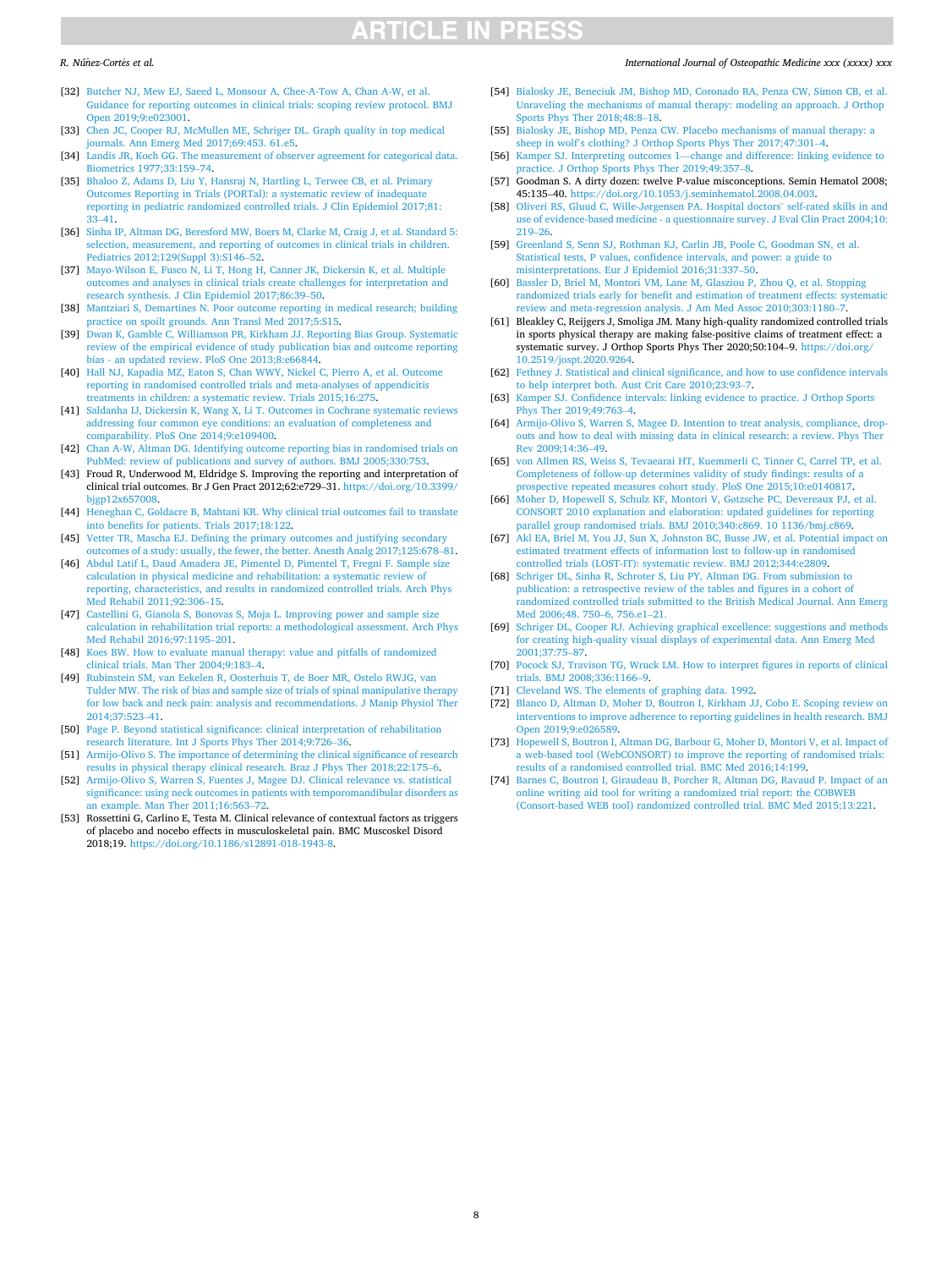[32] Butcher NJ, Mew EJ, Saeed L, Monsour A, Chee-A-Tow A, Chan A-W, et al. Guidance for reporting outcomes in clinical trials: scoping review protocol. BMJ Open 2019;9:e023001.

[33] Chen JC, Cooper RJ, McMullen ME, Schriger DL. Graph quality in top medical journals. Ann Emerg Med 2017;69:453. 61.e5.

[34] Landis JR, Koch GG. The measurement of observer agreement for categorical data. Biometrics 1977;33:159–74.

[35] Bhaloo Z, Adams D, Liu Y, Hansraj N, Hartling L, Terwee CB, et al. Primary Outcomes Reporting in Trials (PORTal): a systematic review of inadequate reporting in pediatric randomized controlled trials. J Clin Epidemiol 2017;81: 33–41.

[36] Sinha IP, Altman DG, Beresford MW, Boers M, Clarke M, Craig J, et al. Standard 5: selection, measurement, and reporting of outcomes in clinical trials in children. Pediatrics 2012;129(Suppl 3):S146–52.

[37] Mayo-Wilson E, Fusco N, Li T, Hong H, Canner JK, Dickersin K, et al. Multiple outcomes and analyses in clinical trials create challenges for interpretation and research synthesis. J Clin Epidemiol 2017;86:39–50.

[38] Mantziari S, Demartines N. Poor outcome reporting in medical research; building practice on spoilt grounds. Ann Transl Med 2017;5:S15.

[39] Dwan K, Gamble C, Williamson PR, Kirkham JJ. Reporting Bias Group. Systematic review of the empirical evidence of study publication bias and outcome reporting bias - an updated review. PloS One 2013;8:e66844.

[40] Hall NJ, Kapadia MZ, Eaton S, Chan WWY, Nickel C, Pierro A, et al. Outcome reporting in randomised controlled trials and meta-analyses of appendicitis treatments in children: a systematic review. Trials 2015;16:275.

[41] Saldanha IJ, Dickersin K, Wang X, Li T. Outcomes in Cochrane systematic reviews addressing four common eye conditions: an evaluation of completeness and comparability. PloS One 2014;9:e109400.

[42] Chan A-W, Altman DG. Identifying outcome reporting bias in randomised trials on PubMed: review of publications and survey of authors. BMJ 2005;330:753.

[43] Froud R, Underwood M, Eldridge S. Improving the reporting and interpretation of clinical trial outcomes. Br J Gen Pract 2012;62:e729–31. https://doi.org/10.3399/bjgp12x657008.

[44] Heneghan C, Goldacre B, Mahtani KR. Why clinical trial outcomes fail to translate into benefits for patients. Trials 2017;18:122.

[45] Vetter TR, Mascha EJ. Defining the primary outcomes and justifying secondary outcomes of a study: usually, the fewer, the better. Anesth Analg 2017;125:678–81.

[46] Abdul Latif L, Daud Amadera JE, Pimentel D, Pimentel T, Fregni F. Sample size calculation in physical medicine and rehabilitation: a systematic review of reporting, characteristics, and results in randomized controlled trials. Arch Phys Med Rehabil 2011;92:306–15.

[47] Castellini G, Gianola S, Bonovas S, Moja L. Improving power and sample size calculation in rehabilitation trial reports: a methodological assessment. Arch Phys Med Rehabil 2016;97:1195–201.

[48] Koes BW. How to evaluate manual therapy: value and pitfalls of randomized clinical trials. Man Ther 2004;9:183–4.

[49] Rubinstein SM, van Eekelen R, Oosterhuis T, de Boer MR, Ostelo RWJG, van Tulder MW. The risk of bias and sample size of trials of spinal manipulative therapy for low back and neck pain: analysis and recommendations. J Manip Physiol Ther 2014;37:523–41.

[50] Page P. Beyond statistical significance: clinical interpretation of rehabilitation research literature. Int J Sports Phys Ther 2014;9:726–36.

[51] Armijo-Olivo S. The importance of determining the clinical significance of research results in physical therapy clinical research. Braz J Phys Ther 2018;22:175–6.

[52] Armijo-Olivo S, Warren S, Fuentes J, Magee DJ. Clinical relevance vs. statistical significance: using neck outcomes in patients with temporomandibular disorders as an example. Man Ther 2011;16:563–72.

[53] Rossettini G, Carlino E, Testa M. Clinical relevance of contextual factors as triggers of placebo and nocebo effects in musculoskeletal pain. BMC Muscoskel Disord 2018;19. https://doi.org/10.1186/s12891-018-1943-8.

[54] Bialosky JE, Beneciuk JM, Bishop MD, Coronado RA, Penza CW, Simon CB, et al. Unraveling the mechanisms of manual therapy: modeling an approach. J Orthop Sports Phys Ther 2018;48:8–18.

[55] Bialosky JE, Bishop MD, Penza CW. Placebo mechanisms of manual therapy: a sheep in wolf's clothing? J Orthop Sports Phys Ther 2017;47:301–4.

[56] Kamper SJ. Interpreting outcomes 1—change and difference: linking evidence to practice. J Orthop Sports Phys Ther 2019;49:357–8.

[57] Goodman S. A dirty dozen: twelve P-value misconceptions. Semin Hematol 2008; 45:135–40. https://doi.org/10.1053/j.seminhematol.2008.04.003.

[58] Oliveri RS, Gluud C, Wille-Jørgensen PA. Hospital doctors' self-rated skills in and use of evidence-based medicine - a questionnaire survey. J Eval Clin Pract 2004;10: 219–26.

[59] Greenland S, Senn SJ, Rothman KJ, Carlin JB, Poole C, Goodman SN, et al. Statistical tests, P values, confidence intervals, and power: a guide to misinterpretations. Eur J Epidemiol 2016;31:337–50.

[60] Bassler D, Briel M, Montori VM, Lane M, Glasziou P, Zhou Q, et al. Stopping randomized trials early for benefit and estimation of treatment effects: systematic review and meta-regression analysis. J Am Med Assoc 2010;303:1180–7.

[61] Bleakley C, Reijgers J, Smoliga JM. Many high-quality randomized controlled trials in sports physical therapy are making false-positive claims of treatment effect: a systematic survey. J Orthop Sports Phys Ther 2020;50:104–9. https://doi.org/10.2519/jospt.2020.9264.

[62] Fethney J. Statistical and clinical significance, and how to use confidence intervals to help interpret both. Aust Crit Care 2010;23:93–7.

[63] Kamper SJ. Confidence intervals: linking evidence to practice. J Orthop Sports Phys Ther 2019;49:763–4.

[64] Armijo-Olivo S, Warren S, Magee D. Intention to treat analysis, compliance, drop-outs and how to deal with missing data in clinical research: a review. Phys Ther Rev 2009;14:36–49.

[65] von Allmen RS, Weiss S, Tevaearai HT, Kuemmerli C, Tinner C, Carrel TP, et al. Completeness of follow-up determines validity of study findings: results of a prospective repeated measures cohort study. PloS One 2015;10:e0140817.

[66] Moher D, Hopewell S, Schulz KF, Montori V, Gøtzsche PC, Devereaux PJ, et al. CONSORT 2010 explanation and elaboration: updated guidelines for reporting parallel group randomised trials. BMJ 2010;340:c869. 10 1136/bmj.c869.

[67] Akl EA, Briel M, You JJ, Sun X, Johnston BC, Busse JW, et al. Potential impact on estimated treatment effects of information lost to follow-up in randomised controlled trials (LOST-IT): systematic review. BMJ 2012;344:e2809.

[68] Schriger DL, Sinha R, Schroter S, Liu PY, Altman DG. From submission to publication: a retrospective review of the tables and figures in a cohort of randomized controlled trials submitted to the British Medical Journal. Ann Emerg Med 2006;48. 750–6, 756.e1–21.

[69] Schriger DL, Cooper RJ. Achieving graphical excellence: suggestions and methods for creating high-quality visual displays of experimental data. Ann Emerg Med 2001;37:75–87.

[70] Pocock SJ, Travison TG, Wruck LM. How to interpret figures in reports of clinical trials. BMJ 2008;336:1166–9.

[71] Cleveland WS. The elements of graphing data. 1992.

[72] Blanco D, Altman D, Moher D, Boutron I, Kirkham JJ, Cobo E. Scoping review on interventions to improve adherence to reporting guidelines in health research. BMJ Open 2019;9:e026589.

[73] Hopewell S, Boutron I, Altman DG, Barbour G, Moher D, Montori V, et al. Impact of a web-based tool (WebCONSORT) to improve the reporting of randomised trials: results of a randomised controlled trial. BMC Med 2016;14:199.

[74] Barnes C, Boutron I, Giraudeau B, Porcher R, Altman DG, Ravaud P. Impact of an online writing aid tool for writing a randomized trial report: the COBWEB (Consort-based WEB tool) randomized controlled trial. BMC Med 2015;13:221.